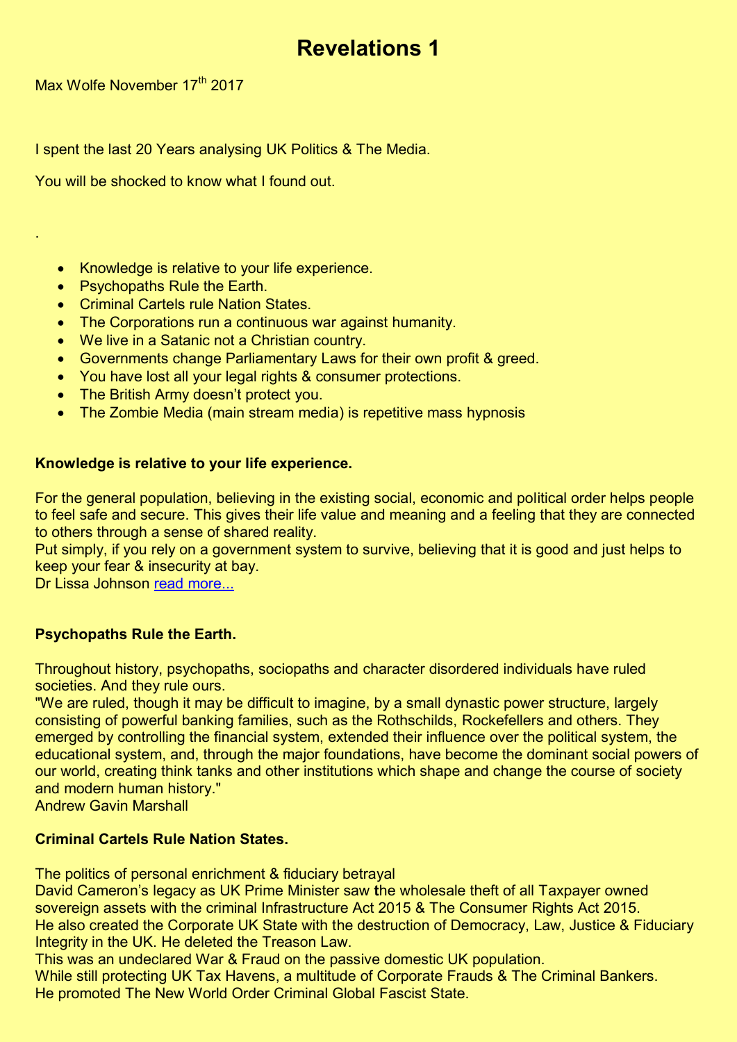# Revelations 1

Max Wolfe November 17th 2017

I spent the last 20 Years analysing UK Politics & The Media.

You will be shocked to know what I found out.

.

- Knowledge is relative to your life experience.
- Psychopaths Rule the Earth.
- Criminal Cartels rule Nation States.
- The Corporations run a continuous war against humanity.
- We live in a Satanic not a Christian country.
- Governments change Parliamentary Laws for their own profit & greed.
- You have lost all your legal rights & consumer protections.
- The British Army doesn't protect you.
- The Zombie Media (main stream media) is repetitive mass hypnosis

**Knowledge is relative to your life experience.**

For the general population, believing in the existing social, economic and political order helps people to feel safe and secure. This gives their life value and meaning and a feeling that they are connected to others through a sense of shared reality.
Put simply, if you rely on a government system to survive, believing that it is good and just helps to keep your fear & insecurity at bay.
Dr Lissa Johnson [read more...]

**Psychopaths Rule the Earth.**

Throughout history, psychopaths, sociopaths and character disordered individuals have ruled societies. And they rule ours.
"We are ruled, though it may be difficult to imagine, by a small dynastic power structure, largely consisting of powerful banking families, such as the Rothschilds, Rockefellers and others. They emerged by controlling the financial system, extended their influence over the political system, the educational system, and, through the major foundations, have become the dominant social powers of our world, creating think tanks and other institutions which shape and change the course of society and modern human history."
Andrew Gavin Marshall

**Criminal Cartels Rule Nation States.**

The politics of personal enrichment & fiduciary betrayal
David Cameron's legacy as UK Prime Minister saw **t**he wholesale theft of all Taxpayer owned sovereign assets with the criminal Infrastructure Act 2015 & The Consumer Rights Act 2015.
He also created the Corporate UK State with the destruction of Democracy, Law, Justice & Fiduciary Integrity in the UK. He deleted the Treason Law.
This was an undeclared War & Fraud on the passive domestic UK population.
While still protecting UK Tax Havens, a multitude of Corporate Frauds & The Criminal Bankers.
He promoted The New World Order Criminal Global Fascist State.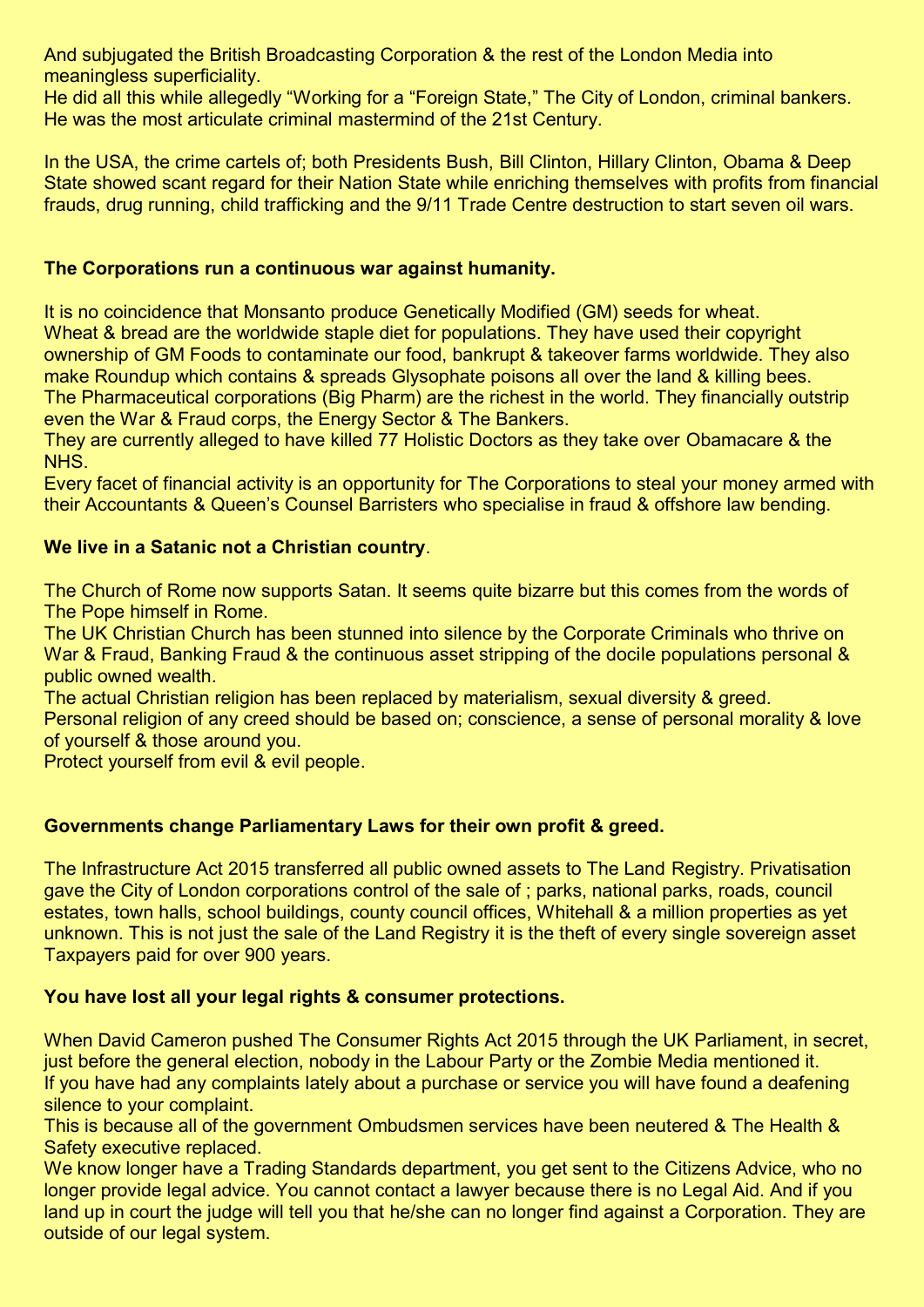And subjugated the British Broadcasting Corporation & the rest of the London Media into meaningless superficiality.
He did all this while allegedly "Working for a "Foreign State," The City of London, criminal bankers.
He was the most articulate criminal mastermind of the 21st Century.

In the USA, the crime cartels of; both Presidents Bush, Bill Clinton, Hillary Clinton, Obama & Deep State showed scant regard for their Nation State while enriching themselves with profits from financial frauds, drug running, child trafficking and the 9/11 Trade Centre destruction to start seven oil wars.

**The Corporations run a continuous war against humanity.**

It is no coincidence that Monsanto produce Genetically Modified (GM) seeds for wheat.
Wheat & bread are the worldwide staple diet for populations. They have used their copyright ownership of GM Foods to contaminate our food, bankrupt & takeover farms worldwide. They also make Roundup which contains & spreads Glysophate poisons all over the land & killing bees.
The Pharmaceutical corporations (Big Pharm) are the richest in the world. They financially outstrip even the War & Fraud corps, the Energy Sector & The Bankers.
They are currently alleged to have killed 77 Holistic Doctors as they take over Obamacare & the NHS.
Every facet of financial activity is an opportunity for The Corporations to steal your money armed with their Accountants & Queen's Counsel Barristers who specialise in fraud & offshore law bending.

**We live in a Satanic not a Christian country**.

The Church of Rome now supports Satan. It seems quite bizarre but this comes from the words of The Pope himself in Rome.
The UK Christian Church has been stunned into silence by the Corporate Criminals who thrive on War & Fraud, Banking Fraud & the continuous asset stripping of the docile populations personal & public owned wealth.
The actual Christian religion has been replaced by materialism, sexual diversity & greed.
Personal religion of any creed should be based on; conscience, a sense of personal morality & love of yourself & those around you.
Protect yourself from evil & evil people.

**Governments change Parliamentary Laws for their own profit & greed.**

The Infrastructure Act 2015 transferred all public owned assets to The Land Registry. Privatisation gave the City of London corporations control of the sale of ; parks, national parks, roads, council estates, town halls, school buildings, county council offices, Whitehall & a million properties as yet unknown. This is not just the sale of the Land Registry it is the theft of every single sovereign asset Taxpayers paid for over 900 years.

**You have lost all your legal rights & consumer protections.**

When David Cameron pushed The Consumer Rights Act 2015 through the UK Parliament, in secret, just before the general election, nobody in the Labour Party or the Zombie Media mentioned it.
If you have had any complaints lately about a purchase or service you will have found a deafening silence to your complaint.
This is because all of the government Ombudsmen services have been neutered & The Health & Safety executive replaced.
We know longer have a Trading Standards department, you get sent to the Citizens Advice, who no longer provide legal advice. You cannot contact a lawyer because there is no Legal Aid. And if you land up in court the judge will tell you that he/she can no longer find against a Corporation. They are outside of our legal system.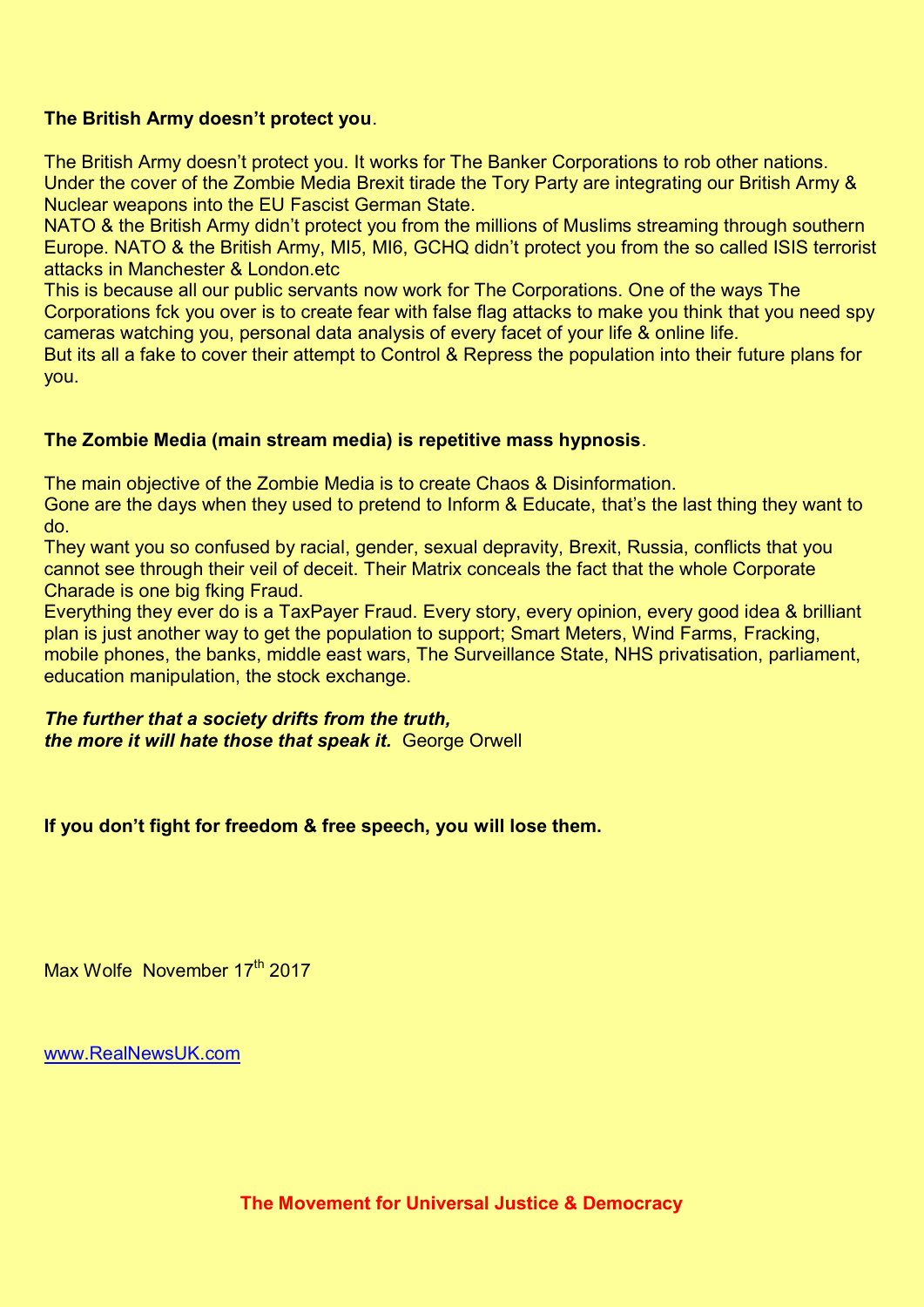**The British Army doesn't protect you**.

The British Army doesn't protect you. It works for The Banker Corporations to rob other nations. Under the cover of the Zombie Media Brexit tirade the Tory Party are integrating our British Army & Nuclear weapons into the EU Fascist German State.
NATO & the British Army didn't protect you from the millions of Muslims streaming through southern Europe. NATO & the British Army, MI5, MI6, GCHQ didn't protect you from the so called ISIS terrorist attacks in Manchester & London.etc
This is because all our public servants now work for The Corporations. One of the ways The Corporations fck you over is to create fear with false flag attacks to make you think that you need spy cameras watching you, personal data analysis of every facet of your life & online life.
But its all a fake to cover their attempt to Control & Repress the population into their future plans for you.

**The Zombie Media (main stream media) is repetitive mass hypnosis**.

The main objective of the Zombie Media is to create Chaos & Disinformation.
Gone are the days when they used to pretend to Inform & Educate, that's the last thing they want to do.
They want you so confused by racial, gender, sexual depravity, Brexit, Russia, conflicts that you cannot see through their veil of deceit. Their Matrix conceals the fact that the whole Corporate Charade is one big fking Fraud.
Everything they ever do is a TaxPayer Fraud. Every story, every opinion, every good idea & brilliant plan is just another way to get the population to support; Smart Meters, Wind Farms, Fracking, mobile phones, the banks, middle east wars, The Surveillance State, NHS privatisation, parliament, education manipulation, the stock exchange.

***The further that a society drifts from the truth,***
***the more it will hate those that speak it.*** George Orwell

**If you don't fight for freedom & free speech, you will lose them.**

Max Wolfe November 17th 2017

www.RealNewsUK.com

**The Movement for Universal Justice & Democracy**